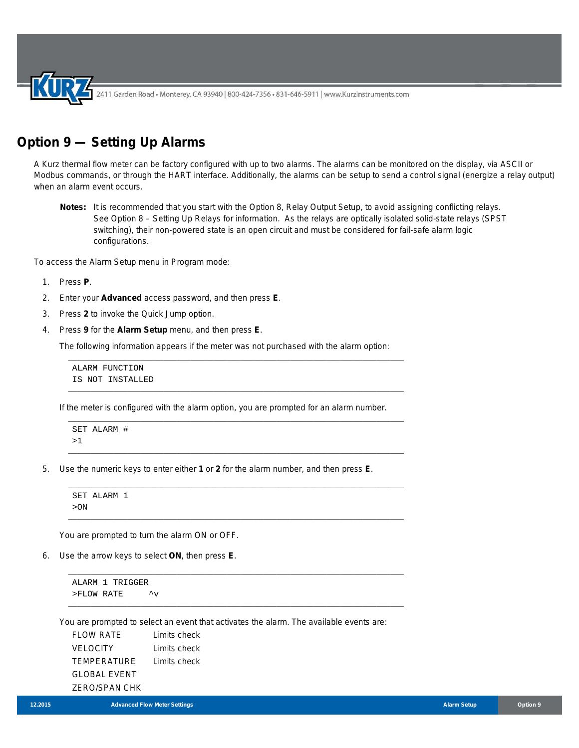# Option 9 — Setting Up Alarms

A Kurz thermal flow meter can be factory configured with up to two alarms. The alarms can be monitored on the display, via ASCII or Modbus commands, or through the HART interface. Additionally, the alarms can be setup to send a control signal (energize a relay output) when an alarm event occurs.

**Notes:** It is recommended that you start with the Option 8, Relay Output Setup, to avoid assigning conflicting relays. See Option 8 – Setting Up Relays for information. As the relays are optically isolated solid-state relays (SPST switching), their non-powered state is an open circuit and must be considered for fail-safe alarm logic configurations.

To access the Alarm Setup menu in Program mode:

1. Press **P**.
2. Enter your **Advanced** access password, and then press **E**.
3. Press **2** to invoke the Quick Jump option.
4. Press **9** for the **Alarm Setup** menu, and then press **E**.

   The following information appears if the meter was not purchased with the alarm option:

   ```
   ALARM FUNCTION
   IS NOT INSTALLED
   ```

   If the meter is configured with the alarm option, you are prompted for an alarm number.

   ```
   SET ALARM #
   >1
   ```

5. Use the numeric keys to enter either **1** or **2** for the alarm number, and then press **E**.

   ```
   SET ALARM 1
   >ON
   ```

   You are prompted to turn the alarm ON or OFF.

6. Use the arrow keys to select **ON**, then press **E**.

   ```
   ALARM 1 TRIGGER
   >FLOW RATE     ^v
   ```

   You are prompted to select an event that activates the alarm. The available events are:

   | | |
   |---|---|
   | FLOW RATE | Limits check |
   | VELOCITY | Limits check |
   | TEMPERATURE | Limits check |
   | GLOBAL EVENT | |
   | ZERO/SPAN CHK | |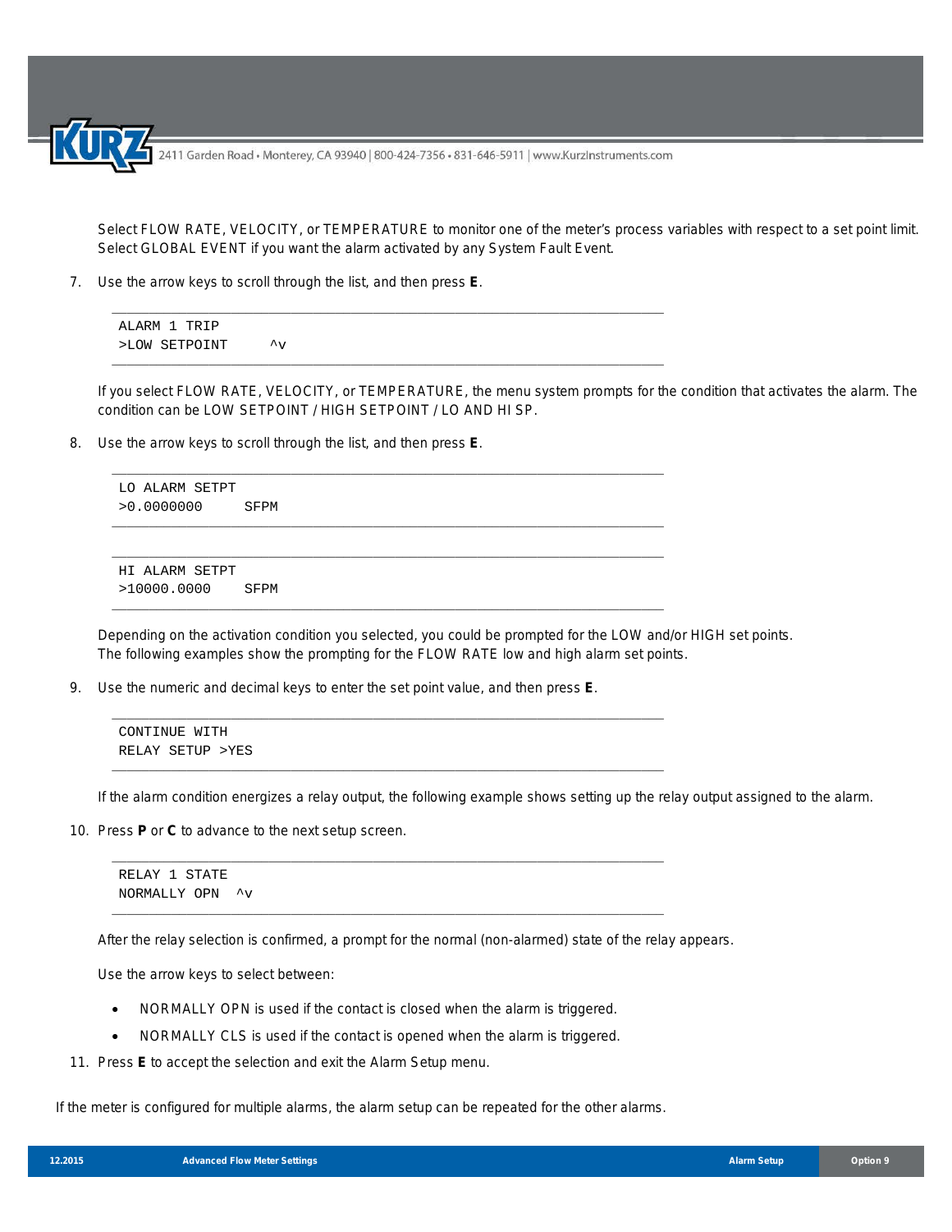Select FLOW RATE, VELOCITY, or TEMPERATURE to monitor one of the meter's process variables with respect to a set point limit. Select GLOBAL EVENT if you want the alarm activated by any System Fault Event.

7. Use the arrow keys to scroll through the list, and then press **E**.

```
ALARM 1 TRIP
>LOW SETPOINT     ^v
```

If you select FLOW RATE, VELOCITY, or TEMPERATURE, the menu system prompts for the condition that activates the alarm. The condition can be LOW SETPOINT / HIGH SETPOINT / LO AND HI SP.

8. Use the arrow keys to scroll through the list, and then press **E**.

```
LO ALARM SETPT
>0.0000000     SFPM
```

```
HI ALARM SETPT
>10000.0000    SFPM
```

Depending on the activation condition you selected, you could be prompted for the LOW and/or HIGH set points. The following examples show the prompting for the FLOW RATE low and high alarm set points.

9. Use the numeric and decimal keys to enter the set point value, and then press **E**.

```
CONTINUE WITH
RELAY SETUP >YES
```

If the alarm condition energizes a relay output, the following example shows setting up the relay output assigned to the alarm.

10. Press **P** or **C** to advance to the next setup screen.

```
RELAY 1 STATE
NORMALLY OPN  ^v
```

After the relay selection is confirmed, a prompt for the normal (non-alarmed) state of the relay appears.

Use the arrow keys to select between:

- NORMALLY OPN is used if the contact is closed when the alarm is triggered.
- NORMALLY CLS is used if the contact is opened when the alarm is triggered.

11. Press **E** to accept the selection and exit the Alarm Setup menu.

If the meter is configured for multiple alarms, the alarm setup can be repeated for the other alarms.